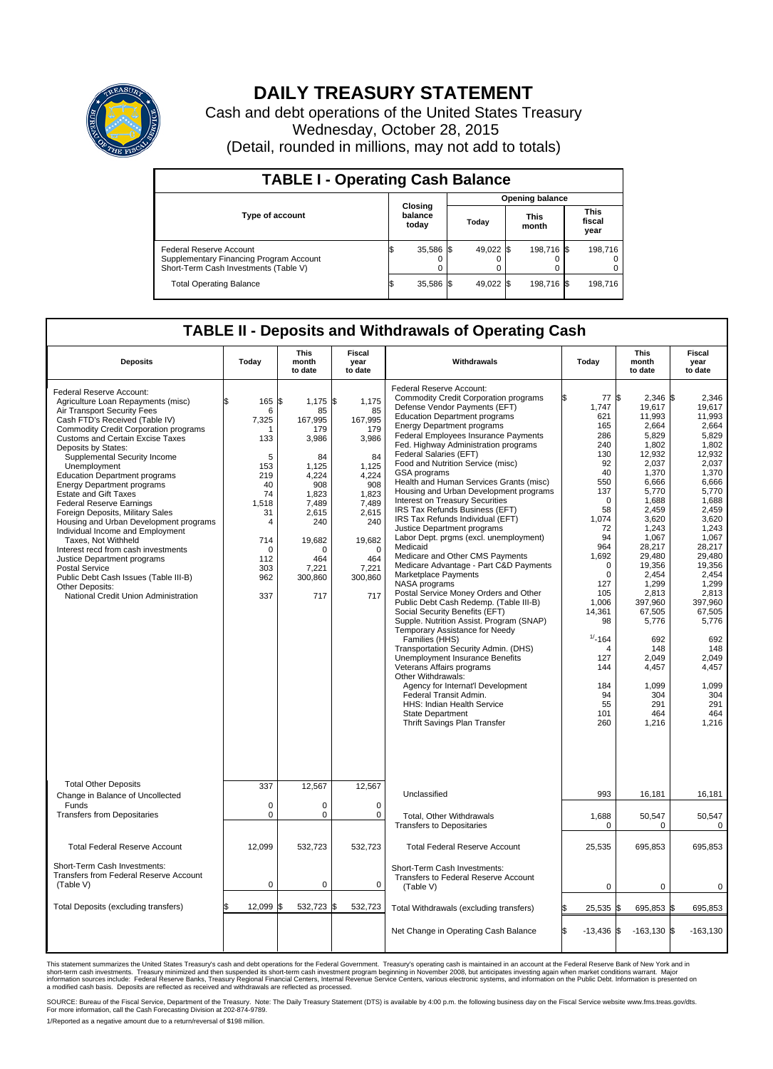# DAILY TREASURY STATEMENT

Cash and debt operations of the United States Treasury
Wednesday, October 28, 2015
(Detail, rounded in millions, may not add to totals)

## TABLE I - Operating Cash Balance

| Type of account | Closing balance today | Opening balance Today | Opening balance This month | Opening balance This fiscal year |
|---|---|---|---|---|
| Federal Reserve Account | $ 35,586 | $ 49,022 | $ 198,716 | $ 198,716 |
| Supplementary Financing Program Account | 0 | 0 | 0 | 0 |
| Short-Term Cash Investments (Table V) | 0 | 0 | 0 | 0 |
| Total Operating Balance | $ 35,586 | $ 49,022 | $ 198,716 | $ 198,716 |

## TABLE II - Deposits and Withdrawals of Operating Cash

| Deposits | Today | This month to date | Fiscal year to date |
|---|---|---|---|
| Federal Reserve Account: | | | |
| Agriculture Loan Repayments (misc) | $ 165 | $ 1,175 | $ 1,175 |
| Air Transport Security Fees | 6 | 85 | 85 |
| Cash FTD's Received (Table IV) | 7,325 | 167,995 | 167,995 |
| Commodity Credit Corporation programs | 1 | 179 | 179 |
| Customs and Certain Excise Taxes | 133 | 3,986 | 3,986 |
| Deposits by States: | | | |
| Supplemental Security Income | 5 | 84 | 84 |
| Unemployment | 153 | 1,125 | 1,125 |
| Education Department programs | 219 | 4,224 | 4,224 |
| Energy Department programs | 40 | 908 | 908 |
| Estate and Gift Taxes | 74 | 1,823 | 1,823 |
| Federal Reserve Earnings | 1,518 | 7,489 | 7,489 |
| Foreign Deposits, Military Sales | 31 | 2,615 | 2,615 |
| Housing and Urban Development programs | 4 | 240 | 240 |
| Individual Income and Employment Taxes, Not Withheld | 714 | 19,682 | 19,682 |
| Interest recd from cash investments | 0 | 0 | 0 |
| Justice Department programs | 112 | 464 | 464 |
| Postal Service | 303 | 7,221 | 7,221 |
| Public Debt Cash Issues (Table III-B) | 962 | 300,860 | 300,860 |
| Other Deposits: | | | |
| National Credit Union Administration | 337 | 717 | 717 |
| Total Other Deposits | 337 | 12,567 | 12,567 |
| Change in Balance of Uncollected Funds | 0 | 0 | 0 |
| Transfers from Depositaries | 0 | 0 | 0 |
| Total Federal Reserve Account | 12,099 | 532,723 | 532,723 |
| Short-Term Cash Investments: Transfers from Federal Reserve Account (Table V) | 0 | 0 | 0 |
| Total Deposits (excluding transfers) | $ 12,099 | $ 532,723 | $ 532,723 |

| Withdrawals | Today | This month to date | Fiscal year to date |
|---|---|---|---|
| Federal Reserve Account: | | | |
| Commodity Credit Corporation programs | $ 77 | $ 2,346 | $ 2,346 |
| Defense Vendor Payments (EFT) | 1,747 | 19,617 | 19,617 |
| Education Department programs | 621 | 11,993 | 11,993 |
| Energy Department programs | 165 | 2,664 | 2,664 |
| Federal Employees Insurance Payments | 286 | 5,829 | 5,829 |
| Fed. Highway Administration programs | 240 | 1,802 | 1,802 |
| Federal Salaries (EFT) | 130 | 12,932 | 12,932 |
| Food and Nutrition Service (misc) | 92 | 2,037 | 2,037 |
| GSA programs | 40 | 1,370 | 1,370 |
| Health and Human Services Grants (misc) | 550 | 6,666 | 6,666 |
| Housing and Urban Development programs | 137 | 5,770 | 5,770 |
| Interest on Treasury Securities | 0 | 1,688 | 1,688 |
| IRS Tax Refunds Business (EFT) | 58 | 2,459 | 2,459 |
| IRS Tax Refunds Individual (EFT) | 1,074 | 3,620 | 3,620 |
| Justice Department programs | 72 | 1,243 | 1,243 |
| Labor Dept. prgms (excl. unemployment) | 94 | 1,067 | 1,067 |
| Medicaid | 964 | 28,217 | 28,217 |
| Medicare and Other CMS Payments | 1,692 | 29,480 | 29,480 |
| Medicare Advantage - Part C&D Payments | 0 | 19,356 | 19,356 |
| Marketplace Payments | 0 | 2,454 | 2,454 |
| NASA programs | 127 | 1,299 | 1,299 |
| Postal Service Money Orders and Other | 105 | 2,813 | 2,813 |
| Public Debt Cash Redemp. (Table III-B) | 1,006 | 397,960 | 397,960 |
| Social Security Benefits (EFT) | 14,361 | 67,505 | 67,505 |
| Supple. Nutrition Assist. Program (SNAP) | 98 | 5,776 | 5,776 |
| Temporary Assistance for Needy Families (HHS) | [1/]-164 | 692 | 692 |
| Transportation Security Admin. (DHS) | 4 | 148 | 148 |
| Unemployment Insurance Benefits | 127 | 2,049 | 2,049 |
| Veterans Affairs programs | 144 | 4,457 | 4,457 |
| Other Withdrawals: | | | |
| Agency for Internat'l Development | 184 | 1,099 | 1,099 |
| Federal Transit Admin. | 94 | 304 | 304 |
| HHS: Indian Health Service | 55 | 291 | 291 |
| State Department | 101 | 464 | 464 |
| Thrift Savings Plan Transfer | 260 | 1,216 | 1,216 |
| Unclassified | 993 | 16,181 | 16,181 |
| Total, Other Withdrawals | 1,688 | 50,547 | 50,547 |
| Transfers to Depositaries | 0 | 0 | 0 |
| Total Federal Reserve Account | 25,535 | 695,853 | 695,853 |
| Short-Term Cash Investments: Transfers to Federal Reserve Account (Table V) | 0 | 0 | 0 |
| Total Withdrawals (excluding transfers) | $ 25,535 | $ 695,853 | $ 695,853 |
| Net Change in Operating Cash Balance | $ -13,436 | $ -163,130 | $ -163,130 |

This statement summarizes the United States Treasury's cash and debt operations for the Federal Government. Treasury's operating cash is maintained in an account at the Federal Reserve Bank of New York and in short-term cash investments. Treasury minimized and then suspended its short-term cash investment program beginning in November 2008, but anticipates investing again when market conditions warrant. Major information sources include: Federal Reserve Banks, Treasury Regional Financial Centers, Internal Revenue Service Centers, various electronic systems, and information on the Public Debt. Information is presented on a modified cash basis. Deposits are reflected as received and withdrawals are reflected as processed.

SOURCE: Bureau of the Fiscal Service, Department of the Treasury. Note: The Daily Treasury Statement (DTS) is available by 4:00 p.m. the following business day on the Fiscal Service website www.fms.treas.gov/dts. For more information, call the Cash Forecasting Division at 202-874-9789.

1/Reported as a negative amount due to a return/reversal of $198 million.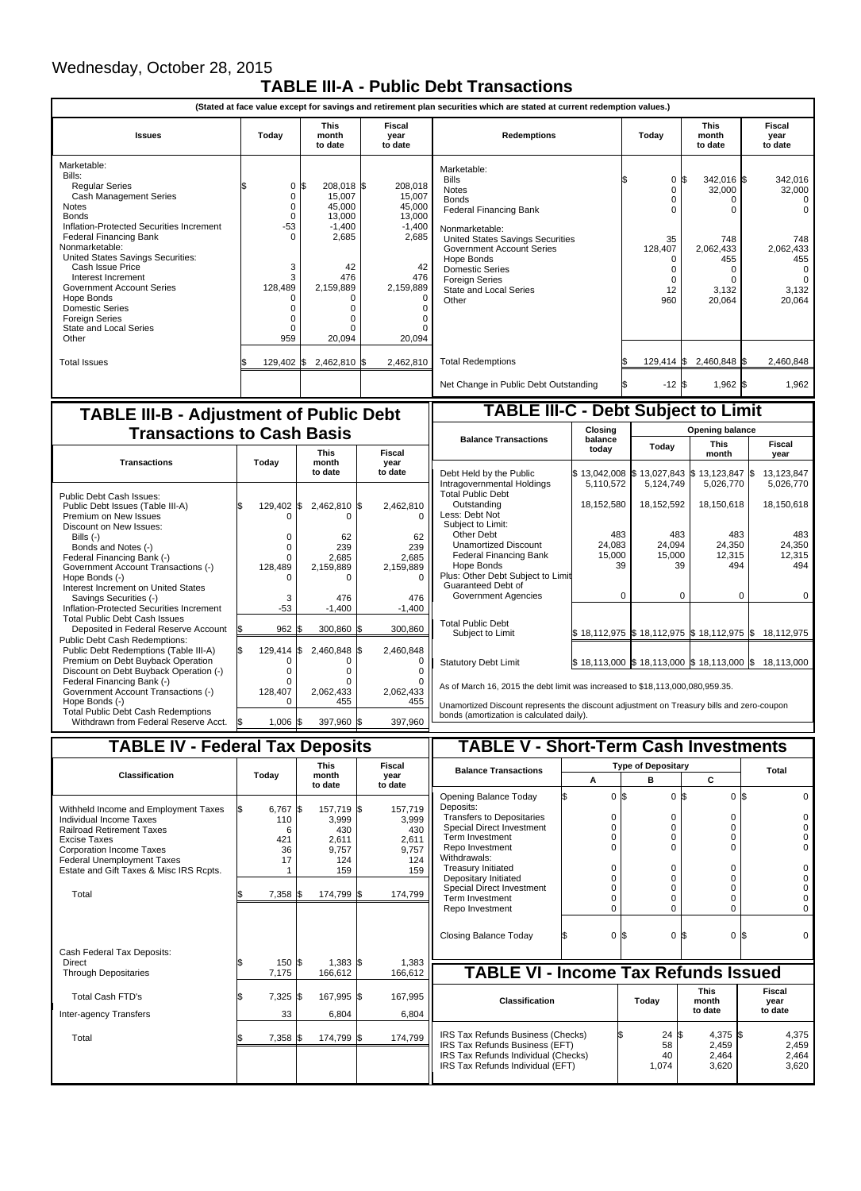Wednesday, October 28, 2015

# TABLE III-A - Public Debt Transactions

(Stated at face value except for savings and retirement plan securities which are stated at current redemption values.)

| Issues | Today | This month to date | Fiscal year to date |
|---|---|---|---|
| Marketable: | | | |
| Bills: | | | |
| Regular Series | $ 0 | $ 208,018 | $ 208,018 |
| Cash Management Series | 0 | 15,007 | 15,007 |
| Notes | 0 | 45,000 | 45,000 |
| Bonds | 0 | 13,000 | 13,000 |
| Inflation-Protected Securities Increment | -53 | -1,400 | -1,400 |
| Federal Financing Bank | 0 | 2,685 | 2,685 |
| Nonmarketable: | | | |
| United States Savings Securities: | | | |
| Cash Issue Price | 3 | 42 | 42 |
| Interest Increment | 3 | 476 | 476 |
| Government Account Series | 128,489 | 2,159,889 | 2,159,889 |
| Hope Bonds | 0 | 0 | 0 |
| Domestic Series | 0 | 0 | 0 |
| Foreign Series | 0 | 0 | 0 |
| State and Local Series | 0 | 0 | 0 |
| Other | 959 | 20,094 | 20,094 |
| Total Issues | $ 129,402 | $ 2,462,810 | $ 2,462,810 |

| Redemptions | Today | This month to date | Fiscal year to date |
|---|---|---|---|
| Marketable: | | | |
| Bills | $ 0 | $ 342,016 | $ 342,016 |
| Notes | 0 | 32,000 | 32,000 |
| Bonds | 0 | 0 | 0 |
| Federal Financing Bank | 0 | 0 | 0 |
| Nonmarketable: | | | |
| United States Savings Securities | 35 | 748 | 748 |
| Government Account Series | 128,407 | 2,062,433 | 2,062,433 |
| Hope Bonds | 0 | 455 | 455 |
| Domestic Series | 0 | 0 | 0 |
| Foreign Series | 0 | 0 | 0 |
| State and Local Series | 12 | 3,132 | 3,132 |
| Other | 960 | 20,064 | 20,064 |
| Total Redemptions | $ 129,414 | $ 2,460,848 | $ 2,460,848 |
| Net Change in Public Debt Outstanding | $ -12 | $ 1,962 | $ 1,962 |

# TABLE III-B - Adjustment of Public Debt Transactions to Cash Basis

| Transactions | Today | This month to date | Fiscal year to date |
|---|---|---|---|
| Public Debt Cash Issues: | | | |
| Public Debt Issues (Table III-A) | $ 129,402 | $ 2,462,810 | $ 2,462,810 |
| Premium on New Issues | 0 | 0 | 0 |
| Discount on New Issues: | | | |
| Bills (-) | 0 | 62 | 62 |
| Bonds and Notes (-) | 0 | 239 | 239 |
| Federal Financing Bank (-) | 0 | 2,685 | 2,685 |
| Government Account Transactions (-) | 128,489 | 2,159,889 | 2,159,889 |
| Hope Bonds (-) | 0 | 0 | 0 |
| Interest Increment on United States Savings Securities (-) | 3 | 476 | 476 |
| Inflation-Protected Securities Increment | -53 | -1,400 | -1,400 |
| Total Public Debt Cash Issues Deposited in Federal Reserve Account | $ 962 | $ 300,860 | $ 300,860 |
| Public Debt Cash Redemptions: | | | |
| Public Debt Redemptions (Table III-A) | $ 129,414 | $ 2,460,848 | $ 2,460,848 |
| Premium on Debt Buyback Operation | 0 | 0 | 0 |
| Discount on Debt Buyback Operation (-) | 0 | 0 | 0 |
| Federal Financing Bank (-) | 0 | 0 | 0 |
| Government Account Transactions (-) | 128,407 | 2,062,433 | 2,062,433 |
| Hope Bonds (-) | 0 | 455 | 455 |
| Total Public Debt Cash Redemptions Withdrawn from Federal Reserve Acct. | $ 1,006 | $ 397,960 | $ 397,960 |

# TABLE III-C - Debt Subject to Limit

| Balance Transactions | Closing balance today | Opening balance Today | Opening balance This month | Opening balance Fiscal year |
|---|---|---|---|---|
| Debt Held by the Public | $ 13,042,008 | $ 13,027,843 | $ 13,123,847 | $ 13,123,847 |
| Intragovernmental Holdings | 5,110,572 | 5,124,749 | 5,026,770 | 5,026,770 |
| Total Public Debt Outstanding | 18,152,580 | 18,152,592 | 18,150,618 | 18,150,618 |
| Less: Debt Not Subject to Limit: | | | | |
| Other Debt | 483 | 483 | 483 | 483 |
| Unamortized Discount | 24,083 | 24,094 | 24,350 | 24,350 |
| Federal Financing Bank | 15,000 | 15,000 | 12,315 | 12,315 |
| Hope Bonds | 39 | 39 | 494 | 494 |
| Plus: Other Debt Subject to Limit | | | | |
| Guaranteed Debt of Government Agencies | 0 | 0 | 0 | 0 |
| Total Public Debt Subject to Limit | $ 18,112,975 | $ 18,112,975 | $ 18,112,975 | $ 18,112,975 |
| Statutory Debt Limit | $ 18,113,000 | $ 18,113,000 | $ 18,113,000 | $ 18,113,000 |

As of March 16, 2015 the debt limit was increased to $18,113,000,080,959.35.

Unamortized Discount represents the discount adjustment on Treasury bills and zero-coupon bonds (amortization is calculated daily).

# TABLE IV - Federal Tax Deposits

| Classification | Today | This month to date | Fiscal year to date |
|---|---|---|---|
| Withheld Income and Employment Taxes | $ 6,767 | $ 157,719 | $ 157,719 |
| Individual Income Taxes | 110 | 3,999 | 3,999 |
| Railroad Retirement Taxes | 6 | 430 | 430 |
| Excise Taxes | 421 | 2,611 | 2,611 |
| Corporation Income Taxes | 36 | 9,757 | 9,757 |
| Federal Unemployment Taxes | 17 | 124 | 124 |
| Estate and Gift Taxes & Misc IRS Rcpts. | 1 | 159 | 159 |
| Total | $ 7,358 | $ 174,799 | $ 174,799 |
| Cash Federal Tax Deposits: | | | |
| Direct | $ 150 | $ 1,383 | $ 1,383 |
| Through Depositaries | 7,175 | 166,612 | 166,612 |
| Total Cash FTD's | $ 7,325 | $ 167,995 | $ 167,995 |
| Inter-agency Transfers | 33 | 6,804 | 6,804 |
| Total | $ 7,358 | $ 174,799 | $ 174,799 |

# TABLE V - Short-Term Cash Investments

| Balance Transactions | Type of Depositary A | Type of Depositary B | Type of Depositary C | Total |
|---|---|---|---|---|
| Opening Balance Today | $ 0 | $ 0 | $ 0 | $ 0 |
| Deposits: | | | | |
| Transfers to Depositaries | 0 | 0 | 0 | 0 |
| Special Direct Investment | 0 | 0 | 0 | 0 |
| Term Investment | 0 | 0 | 0 | 0 |
| Repo Investment | 0 | 0 | 0 | 0 |
| Withdrawals: | | | | |
| Treasury Initiated | 0 | 0 | 0 | 0 |
| Depositary Initiated | 0 | 0 | 0 | 0 |
| Special Direct Investment | 0 | 0 | 0 | 0 |
| Term Investment | 0 | 0 | 0 | 0 |
| Repo Investment | 0 | 0 | 0 | 0 |
| Closing Balance Today | $ 0 | $ 0 | $ 0 | $ 0 |

# TABLE VI - Income Tax Refunds Issued

| Classification | Today | This month to date | Fiscal year to date |
|---|---|---|---|
| IRS Tax Refunds Business (Checks) | $ 24 | $ 4,375 | $ 4,375 |
| IRS Tax Refunds Business (EFT) | 58 | 2,459 | 2,459 |
| IRS Tax Refunds Individual (Checks) | 40 | 2,464 | 2,464 |
| IRS Tax Refunds Individual (EFT) | 1,074 | 3,620 | 3,620 |